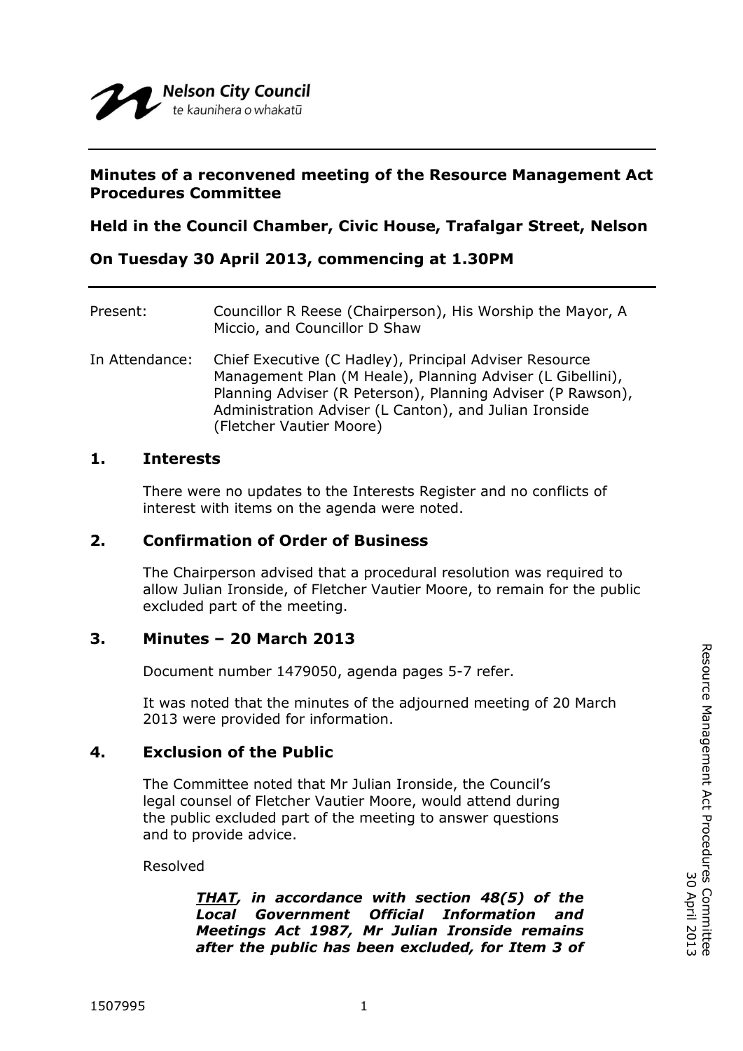Nelson City Council
te kaunihera o whakatū

**Minutes of a reconvened meeting of the Resource Management Act Procedures Committee**

**Held in the Council Chamber, Civic House, Trafalgar Street, Nelson**

**On Tuesday 30 April 2013, commencing at 1.30PM**

Present: Councillor R Reese (Chairperson), His Worship the Mayor, A Miccio, and Councillor D Shaw

In Attendance: Chief Executive (C Hadley), Principal Adviser Resource Management Plan (M Heale), Planning Adviser (L Gibellini), Planning Adviser (R Peterson), Planning Adviser (P Rawson), Administration Adviser (L Canton), and Julian Ironside (Fletcher Vautier Moore)

## 1. Interests

There were no updates to the Interests Register and no conflicts of interest with items on the agenda were noted.

## 2. Confirmation of Order of Business

The Chairperson advised that a procedural resolution was required to allow Julian Ironside, of Fletcher Vautier Moore, to remain for the public excluded part of the meeting.

## 3. Minutes – 20 March 2013

Document number 1479050, agenda pages 5-7 refer.

It was noted that the minutes of the adjourned meeting of 20 March 2013 were provided for information.

## 4. Exclusion of the Public

The Committee noted that Mr Julian Ironside, the Council's legal counsel of Fletcher Vautier Moore, would attend during the public excluded part of the meeting to answer questions and to provide advice.

Resolved

***<u>THAT</u>, in accordance with section 48(5) of the Local Government Official Information and Meetings Act 1987, Mr Julian Ironside remains after the public has been excluded, for Item 3 of***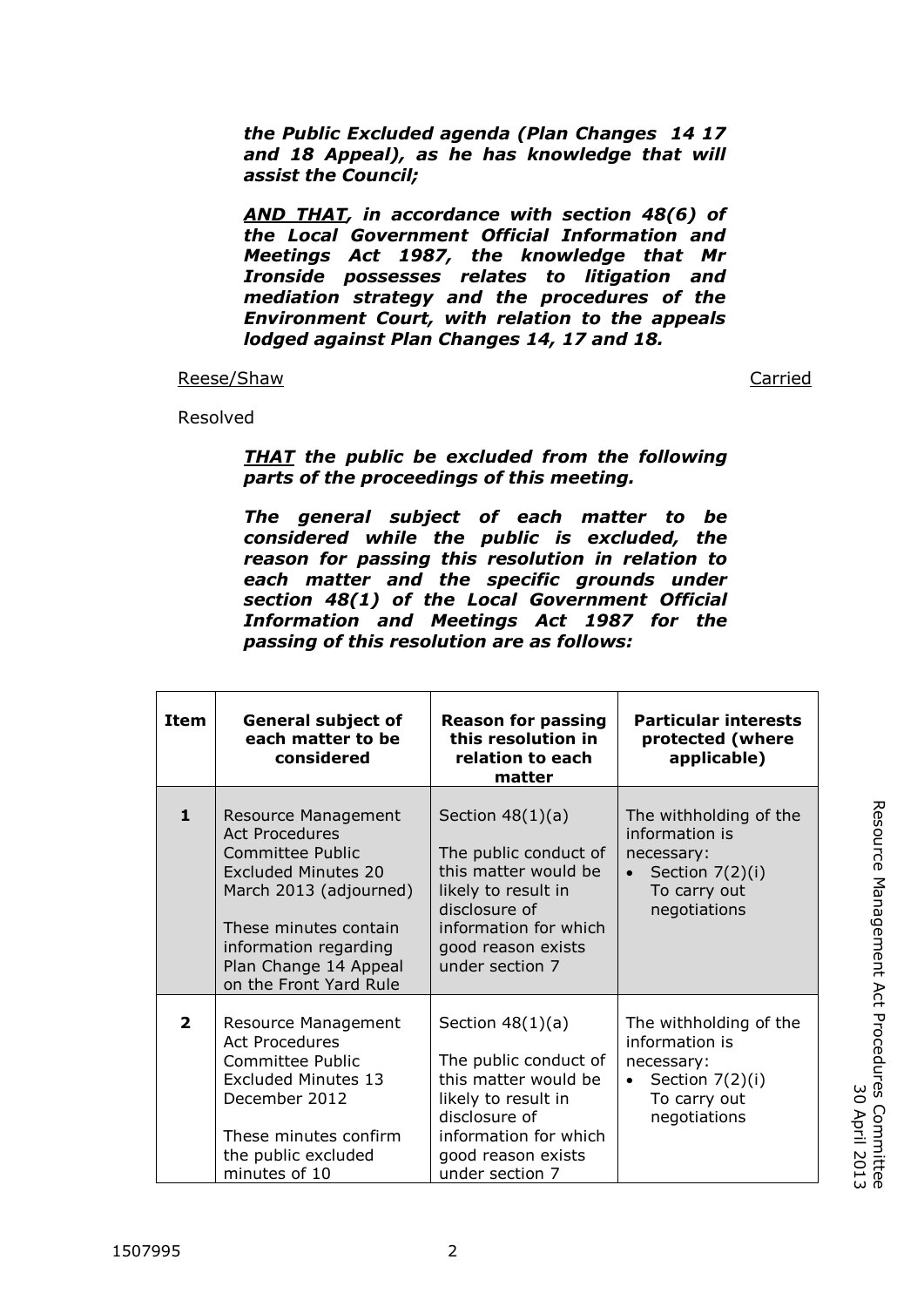***the Public Excluded agenda (Plan Changes 14 17 and 18 Appeal), as he has knowledge that will assist the Council;***

***AND THAT, in accordance with section 48(6) of the Local Government Official Information and Meetings Act 1987, the knowledge that Mr Ironside possesses relates to litigation and mediation strategy and the procedures of the Environment Court, with relation to the appeals lodged against Plan Changes 14, 17 and 18.***

Reese/Shaw                                                                 Carried

Resolved

***THAT the public be excluded from the following parts of the proceedings of this meeting.***

***The general subject of each matter to be considered while the public is excluded, the reason for passing this resolution in relation to each matter and the specific grounds under section 48(1) of the Local Government Official Information and Meetings Act 1987 for the passing of this resolution are as follows:***

| Item | General subject of each matter to be considered | Reason for passing this resolution in relation to each matter | Particular interests protected (where applicable) |
|---|---|---|---|
| **1** | Resource Management Act Procedures Committee Public Excluded Minutes 20 March 2013 (adjourned)<br><br>These minutes contain information regarding Plan Change 14 Appeal on the Front Yard Rule | Section 48(1)(a)<br><br>The public conduct of this matter would be likely to result in disclosure of information for which good reason exists under section 7 | The withholding of the information is necessary:<br>• Section 7(2)(i) To carry out negotiations |
| **2** | Resource Management Act Procedures Committee Public Excluded Minutes 13 December 2012<br><br>These minutes confirm the public excluded minutes of 10 | Section 48(1)(a)<br><br>The public conduct of this matter would be likely to result in disclosure of information for which good reason exists under section 7 | The withholding of the information is necessary:<br>• Section 7(2)(i) To carry out negotiations |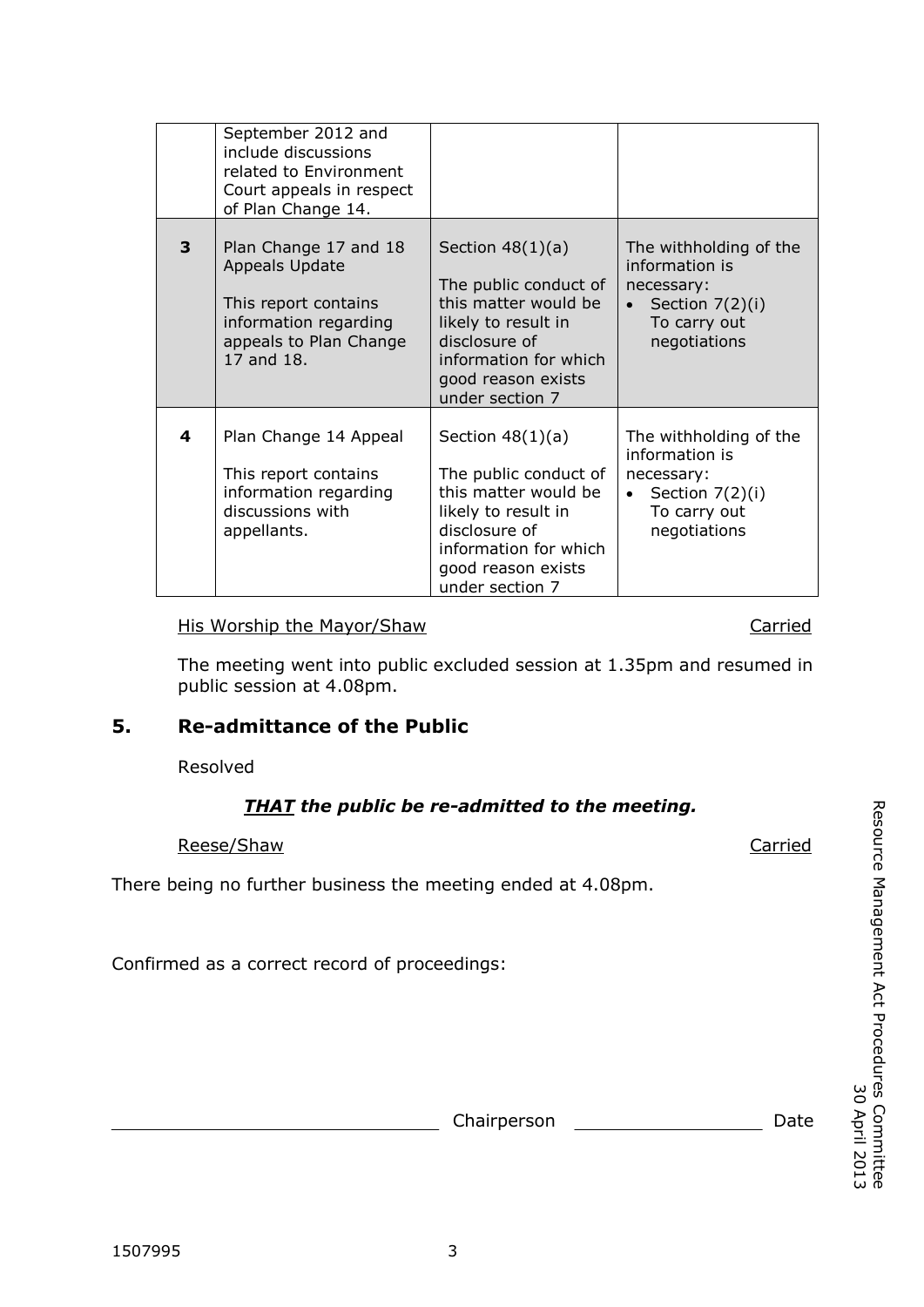| | | | |
|---|---|---|---|
| | September 2012 and include discussions related to Environment Court appeals in respect of Plan Change 14. | | |
| **3** | Plan Change 17 and 18 Appeals Update<br><br>This report contains information regarding appeals to Plan Change 17 and 18. | Section 48(1)(a)<br><br>The public conduct of this matter would be likely to result in disclosure of information for which good reason exists under section 7 | The withholding of the information is necessary:<br>• Section 7(2)(i) To carry out negotiations |
| **4** | Plan Change 14 Appeal<br><br>This report contains information regarding discussions with appellants. | Section 48(1)(a)<br><br>The public conduct of this matter would be likely to result in disclosure of information for which good reason exists under section 7 | The withholding of the information is necessary:<br>• Section 7(2)(i) To carry out negotiations |

His Worship the Mayor/Shaw — Carried

The meeting went into public excluded session at 1.35pm and resumed in public session at 4.08pm.

## 5. Re-admittance of the Public

Resolved

***THAT** the public be re-admitted to the meeting.*

Reese/Shaw — Carried

There being no further business the meeting ended at 4.08pm.

Confirmed as a correct record of proceedings:

\_\_\_\_\_\_\_\_\_\_\_\_\_\_\_\_\_\_\_\_\_\_\_\_\_\_\_\_ Chairperson \_\_\_\_\_\_\_\_\_\_\_\_\_\_\_\_\_\_ Date